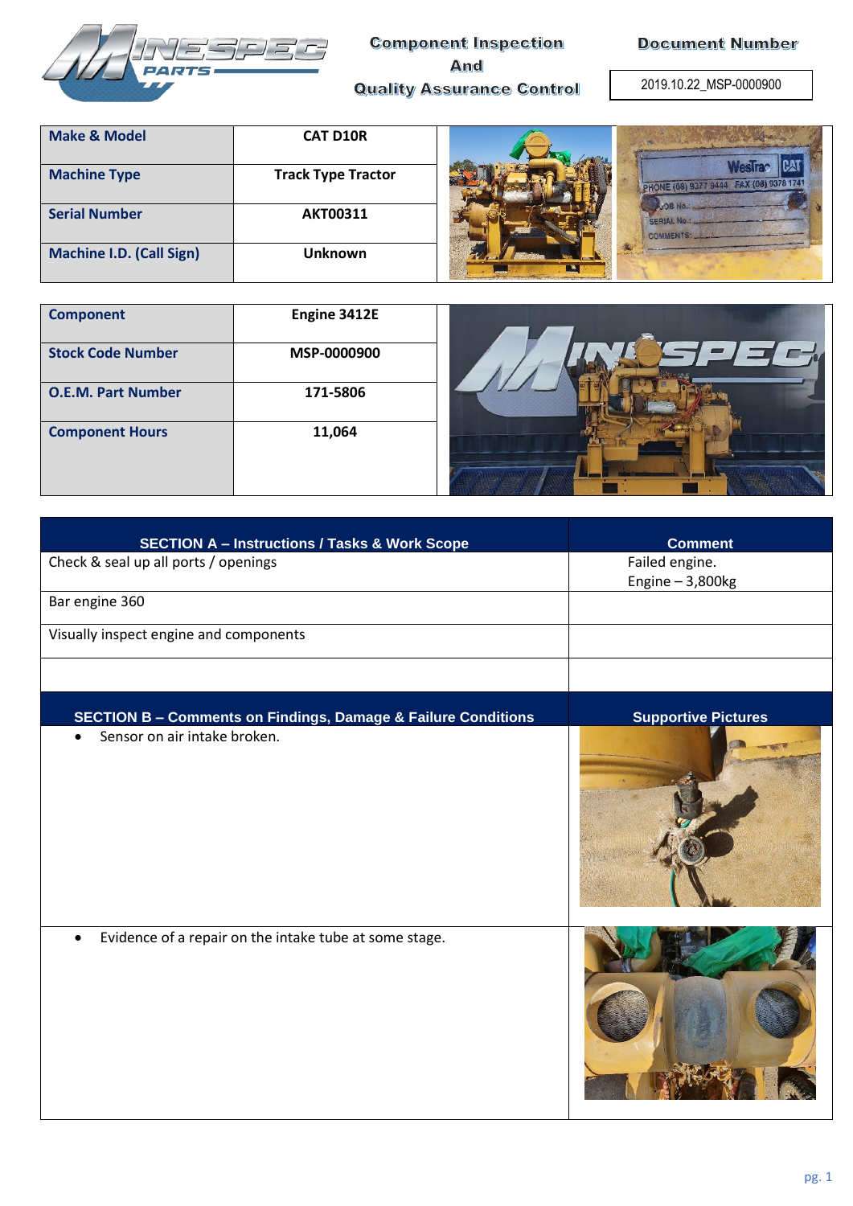**Component Inspection And Quality Assurance Control**

**Document Number**

2019.10.22_MSP-0000900

| Make & Model | CAT D10R |
|---|---|
| Machine Type | Track Type Tractor |
| Serial Number | AKT00311 |
| Machine I.D. (Call Sign) | Unknown |

| Component | Engine 3412E |
|---|---|
| Stock Code Number | MSP-0000900 |
| O.E.M. Part Number | 171-5806 |
| Component Hours | 11,064 |

| SECTION A – Instructions / Tasks & Work Scope | Comment |
|---|---|
| Check & seal up all ports / openings | Failed engine. Engine – 3,800kg |
| Bar engine 360 | |
| Visually inspect engine and components | |
| | |

| SECTION B – Comments on Findings, Damage & Failure Conditions | Supportive Pictures |
|---|---|
| • Sensor on air intake broken. | |
| • Evidence of a repair on the intake tube at some stage. | |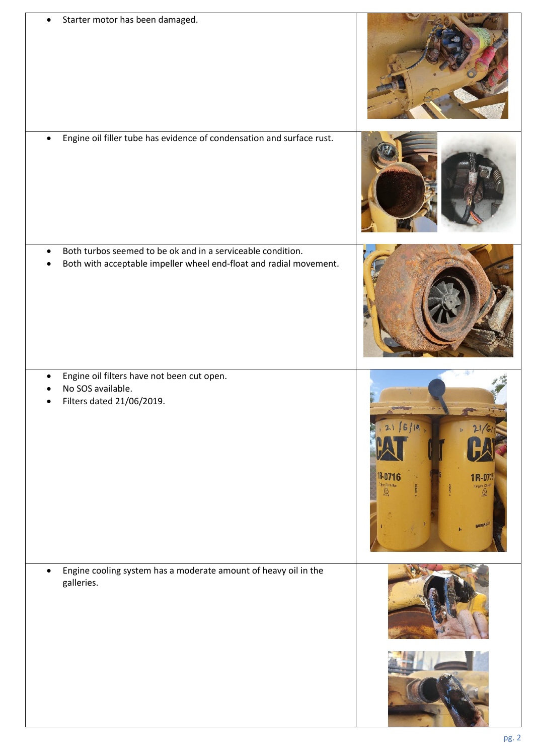- Starter motor has been damaged.

- Engine oil filler tube has evidence of condensation and surface rust.

- Both turbos seemed to be ok and in a serviceable condition.
- Both with acceptable impeller wheel end-float and radial movement.

- Engine oil filters have not been cut open.
- No SOS available.
- Filters dated 21/06/2019.

- Engine cooling system has a moderate amount of heavy oil in the galleries.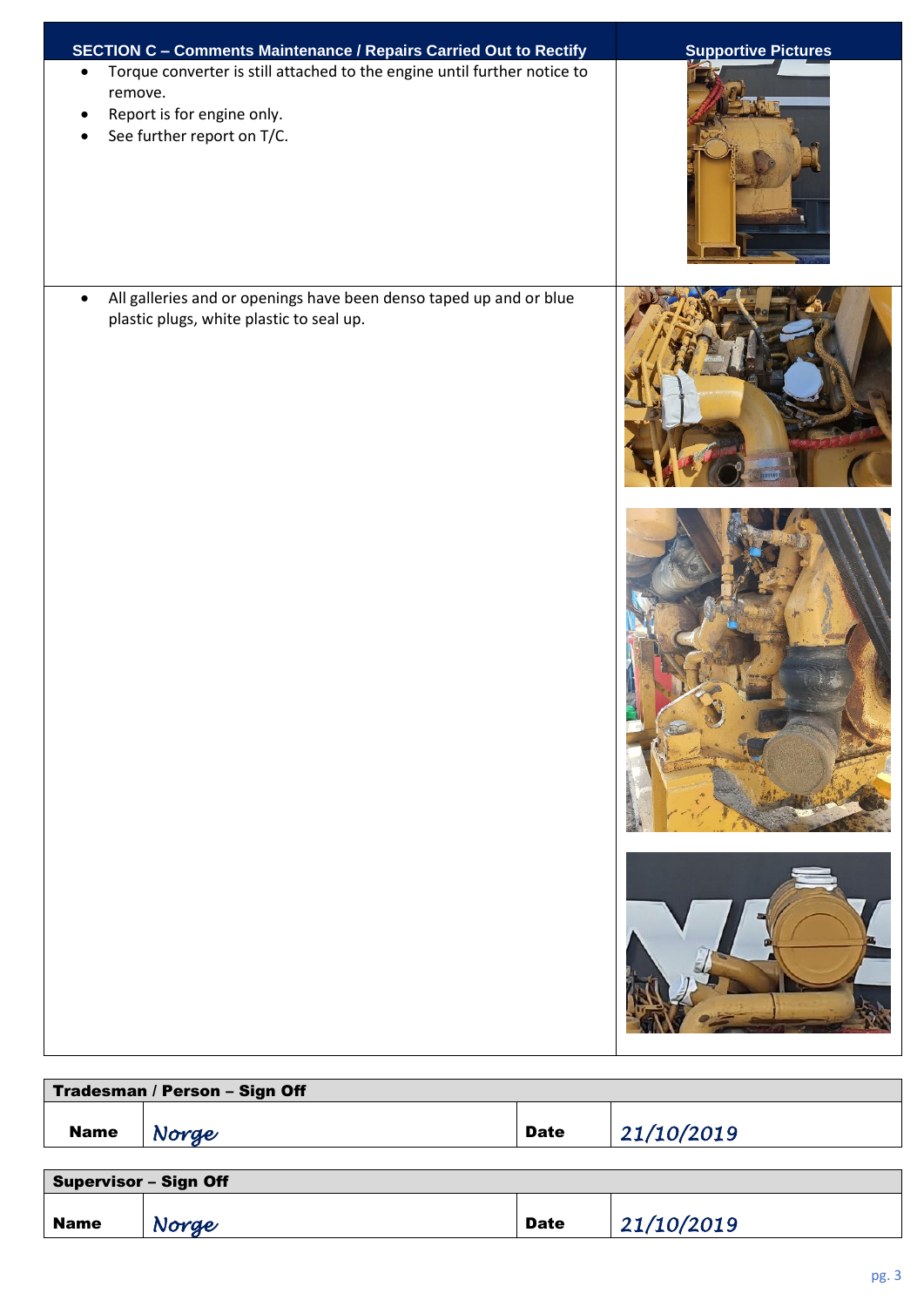| SECTION C – Comments Maintenance / Repairs Carried Out to Rectify | Supportive Pictures |
|---|---|
| • Torque converter is still attached to the engine until further notice to remove.<br>• Report is for engine only.<br>• See further report on T/C. | |
| • All galleries and or openings have been denso taped up and or blue plastic plugs, white plastic to seal up. | |

| Tradesman / Person – Sign Off | | | |
|---|---|---|---|
| **Name** | *Norge* | **Date** | *21/10/2019* |

| Supervisor – Sign Off | | | |
|---|---|---|---|
| **Name** | *Norge* | **Date** | *21/10/2019* |